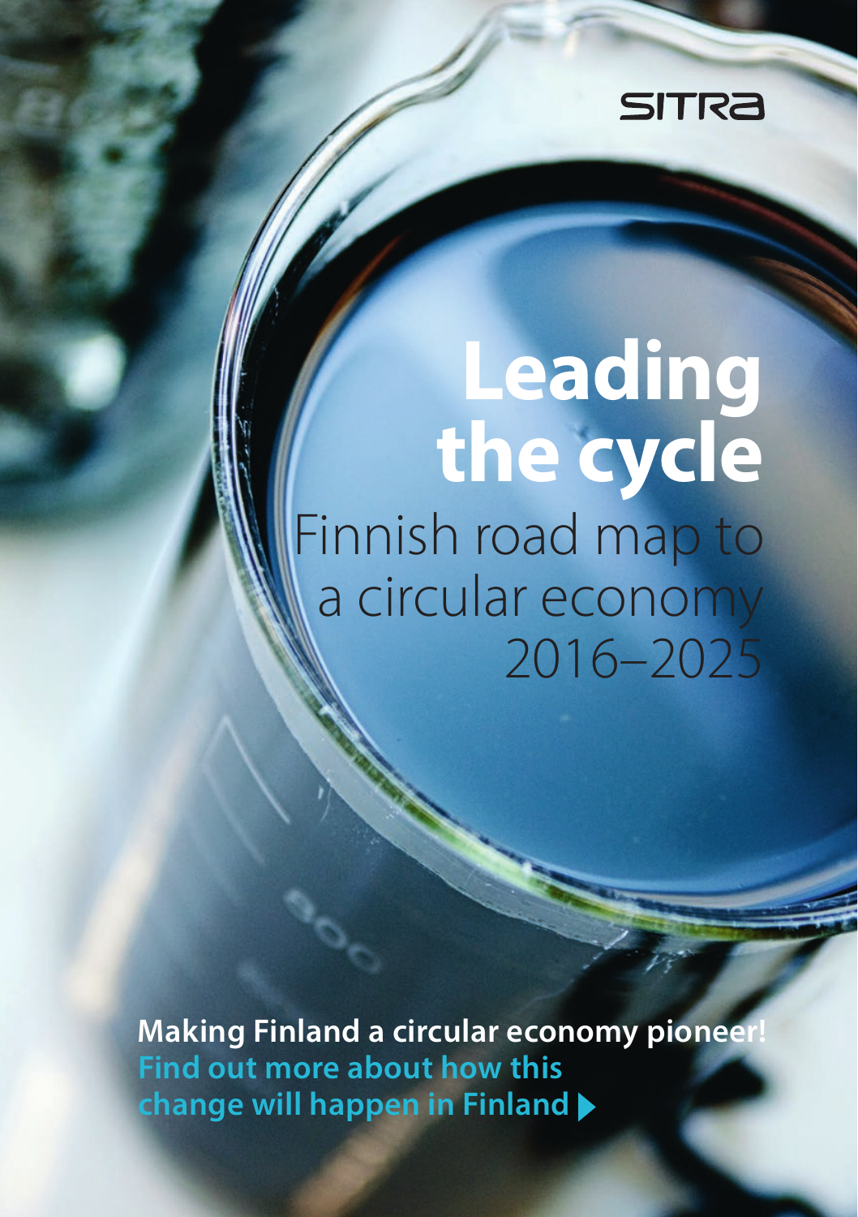SITRA

# Leading the cycle

## Finnish road map to a circular economy 2016–2025

**Making Finland a circular economy pioneer!**

**Find out more about how this change will happen in Finland ▶**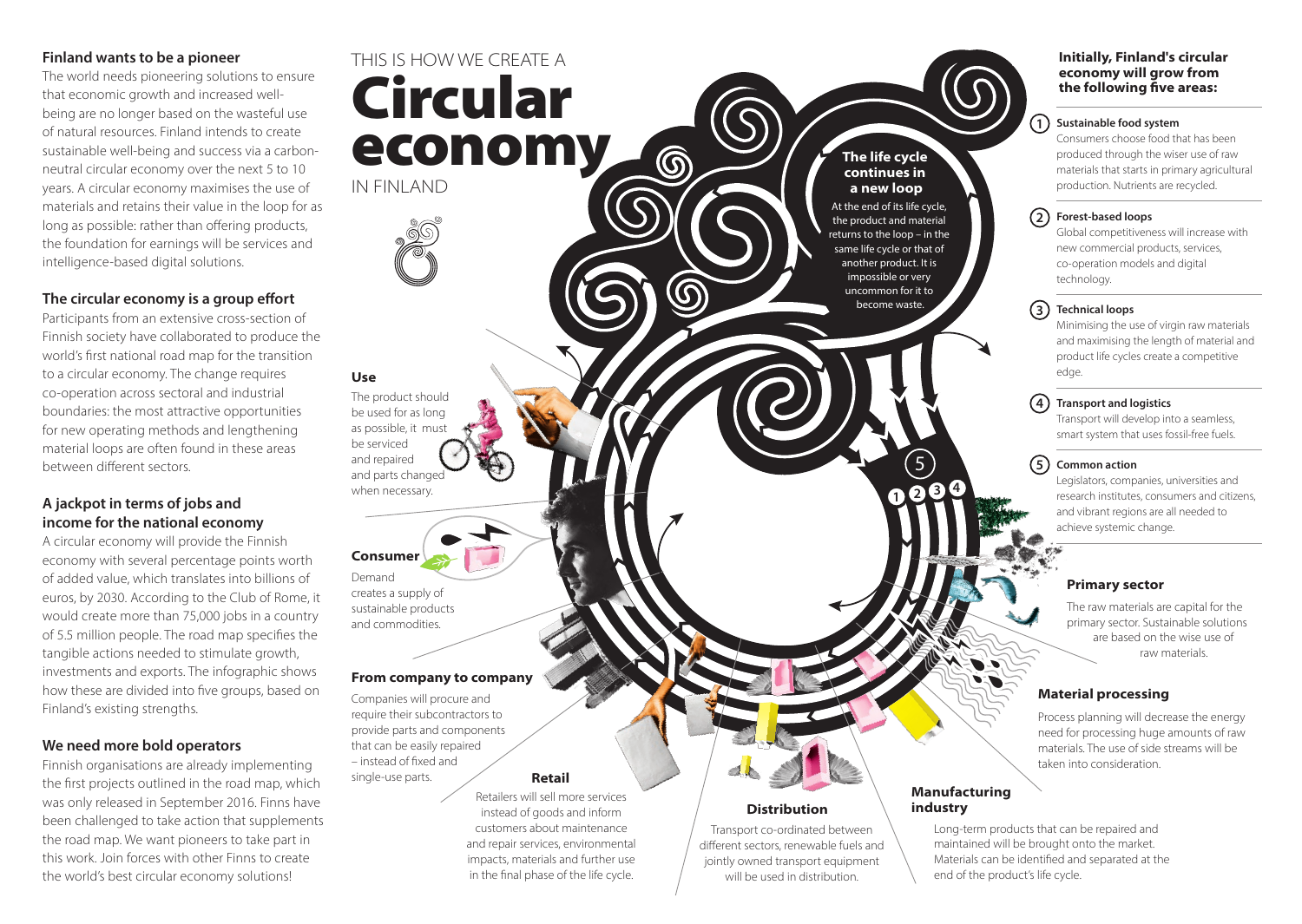## Finland wants to be a pioneer

The world needs pioneering solutions to ensure that economic growth and increased well-being are no longer based on the wasteful use of natural resources. Finland intends to create sustainable well-being and success via a carbon-neutral circular economy over the next 5 to 10 years. A circular economy maximises the use of materials and retains their value in the loop for as long as possible: rather than offering products, the foundation for earnings will be services and intelligence-based digital solutions.

## The circular economy is a group effort

Participants from an extensive cross-section of Finnish society have collaborated to produce the world's first national road map for the transition to a circular economy. The change requires co-operation across sectoral and industrial boundaries: the most attractive opportunities for new operating methods and lengthening material loops are often found in these areas between different sectors.

## A jackpot in terms of jobs and income for the national economy

A circular economy will provide the Finnish economy with several percentage points worth of added value, which translates into billions of euros, by 2030. According to the Club of Rome, it would create more than 75,000 jobs in a country of 5.5 million people. The road map specifies the tangible actions needed to stimulate growth, investments and exports. The infographic shows how these are divided into five groups, based on Finland's existing strengths.

## We need more bold operators

Finnish organisations are already implementing the first projects outlined in the road map, which was only released in September 2016. Finns have been challenged to take action that supplements the road map. We want pioneers to take part in this work. Join forces with other Finns to create the world's best circular economy solutions!

# THIS IS HOW WE CREATE A Circular economy IN FINLAND

### Use

The product should be used for as long as possible, it must be serviced and repaired and parts changed when necessary.

### Consumer

Demand creates a supply of sustainable products and commodities.

### From company to company

Companies will procure and require their subcontractors to provide parts and components that can be easily repaired – instead of fixed and single-use parts.

### Retail

Retailers will sell more services instead of goods and inform customers about maintenance and repair services, environmental impacts, materials and further use in the final phase of the life cycle.

### Distribution

Transport co-ordinated between different sectors, renewable fuels and jointly owned transport equipment will be used in distribution.

### Manufacturing industry

Long-term products that can be repaired and maintained will be brought onto the market. Materials can be identified and separated at the end of the product's life cycle.

### Material processing

Process planning will decrease the energy need for processing huge amounts of raw materials. The use of side streams will be taken into consideration.

### Primary sector

The raw materials are capital for the primary sector. Sustainable solutions are based on the wise use of raw materials.

### The life cycle continues in a new loop

At the end of its life cycle, the product and material returns to the loop – in the same life cycle or that of another product. It is impossible or very uncommon for it to become waste.

5

1 2 3 4

## Initially, Finland's circular economy will grow from the following five areas:

1. **Sustainable food system**
   Consumers choose food that has been produced through the wiser use of raw materials that starts in primary agricultural production. Nutrients are recycled.
2. **Forest-based loops**
   Global competitiveness will increase with new commercial products, services, co-operation models and digital technology.
3. **Technical loops**
   Minimising the use of virgin raw materials and maximising the length of material and product life cycles create a competitive edge.
4. **Transport and logistics**
   Transport will develop into a seamless, smart system that uses fossil-free fuels.
5. **Common action**
   Legislators, companies, universities and research institutes, consumers and citizens, and vibrant regions are all needed to achieve systemic change.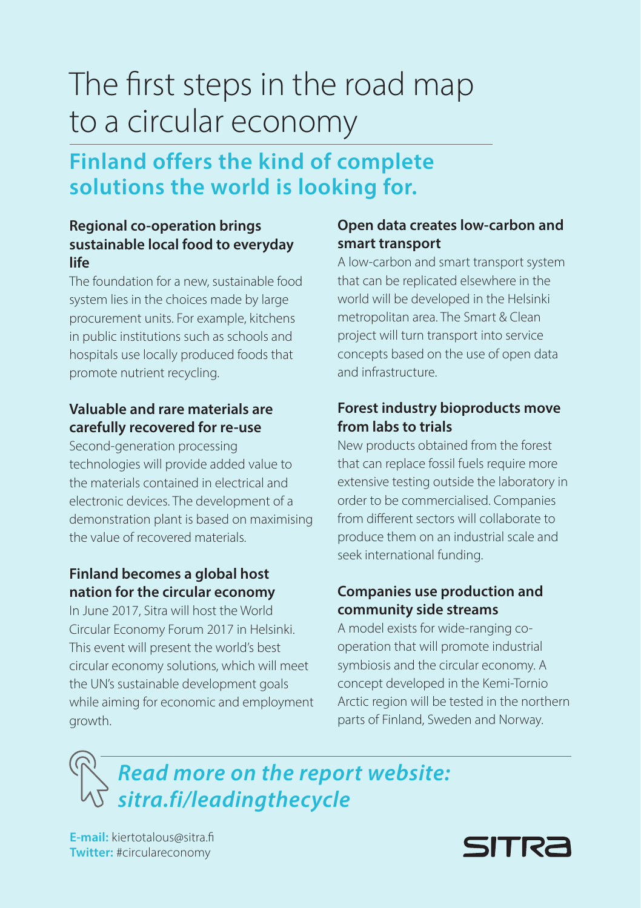# The first steps in the road map to a circular economy

## Finland offers the kind of complete solutions the world is looking for.

### Regional co-operation brings sustainable local food to everyday life

The foundation for a new, sustainable food system lies in the choices made by large procurement units. For example, kitchens in public institutions such as schools and hospitals use locally produced foods that promote nutrient recycling.

### Valuable and rare materials are carefully recovered for re-use

Second-generation processing technologies will provide added value to the materials contained in electrical and electronic devices. The development of a demonstration plant is based on maximising the value of recovered materials.

### Finland becomes a global host nation for the circular economy

In June 2017, Sitra will host the World Circular Economy Forum 2017 in Helsinki. This event will present the world's best circular economy solutions, which will meet the UN's sustainable development goals while aiming for economic and employment growth.

### Open data creates low-carbon and smart transport

A low-carbon and smart transport system that can be replicated elsewhere in the world will be developed in the Helsinki metropolitan area. The Smart & Clean project will turn transport into service concepts based on the use of open data and infrastructure.

### Forest industry bioproducts move from labs to trials

New products obtained from the forest that can replace fossil fuels require more extensive testing outside the laboratory in order to be commercialised. Companies from different sectors will collaborate to produce them on an industrial scale and seek international funding.

### Companies use production and community side streams

A model exists for wide-ranging co-operation that will promote industrial symbiosis and the circular economy. A concept developed in the Kemi-Tornio Arctic region will be tested in the northern parts of Finland, Sweden and Norway.

***Read more on the report website: sitra.fi/leadingthecycle***

**E-mail:** kiertotalous@sitra.fi
**Twitter:** #circulareconomy

SITRA